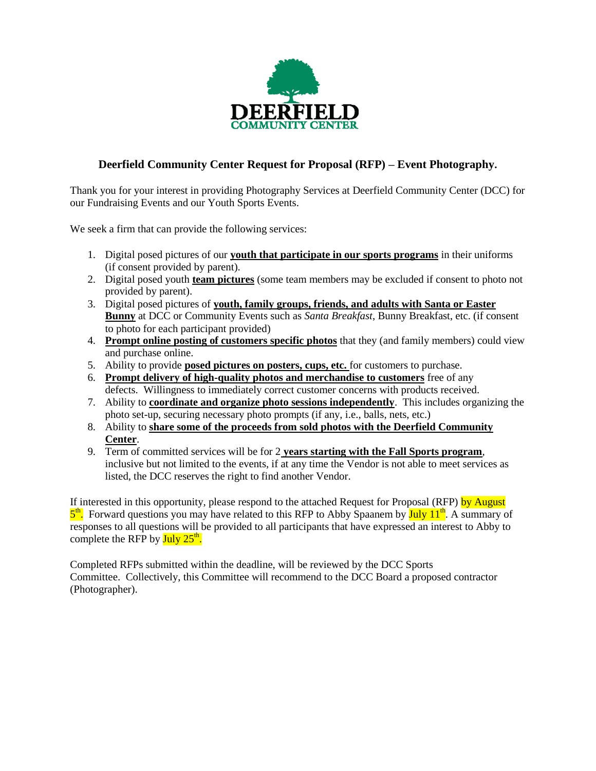DEERFIELD
COMMUNITY CENTER

## Deerfield Community Center Request for Proposal (RFP) – Event Photography.

Thank you for your interest in providing Photography Services at Deerfield Community Center (DCC) for our Fundraising Events and our Youth Sports Events.

We seek a firm that can provide the following services:

1. Digital posed pictures of our **youth that participate in our sports programs** in their uniforms (if consent provided by parent).
2. Digital posed youth **team pictures** (some team members may be excluded if consent to photo not provided by parent).
3. Digital posed pictures of **youth, family groups, friends, and adults with Santa or Easter Bunny** at DCC or Community Events such as *Santa Breakfast*, Bunny Breakfast, etc. (if consent to photo for each participant provided)
4. **Prompt online posting of customers specific photos** that they (and family members) could view and purchase online.
5. Ability to provide **posed pictures on posters, cups, etc.** for customers to purchase.
6. **Prompt delivery of high-quality photos and merchandise to customers** free of any defects. Willingness to immediately correct customer concerns with products received.
7. Ability to **coordinate and organize photo sessions independently**. This includes organizing the photo set-up, securing necessary photo prompts (if any, i.e., balls, nets, etc.)
8. Ability to **share some of the proceeds from sold photos with the Deerfield Community Center**.
9. Term of committed services will be for 2 **years starting with the Fall Sports program**, inclusive but not limited to the events, if at any time the Vendor is not able to meet services as listed, the DCC reserves the right to find another Vendor.

If interested in this opportunity, please respond to the attached Request for Proposal (RFP) by August 5th. Forward questions you may have related to this RFP to Abby Spaanem by July 11th. A summary of responses to all questions will be provided to all participants that have expressed an interest to Abby to complete the RFP by July 25th.

Completed RFPs submitted within the deadline, will be reviewed by the DCC Sports Committee. Collectively, this Committee will recommend to the DCC Board a proposed contractor (Photographer).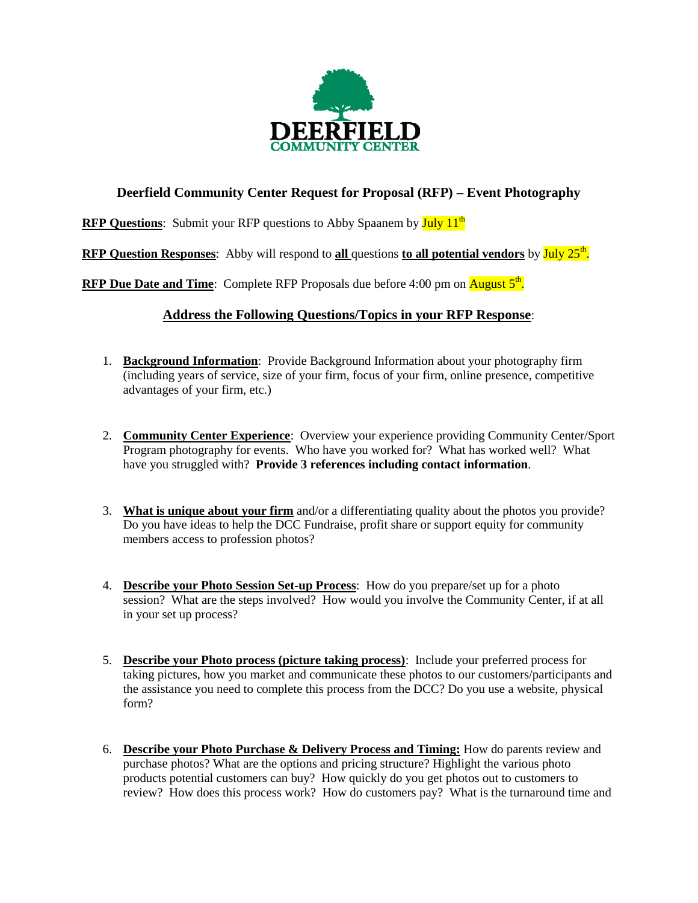# DEERFIELD COMMUNITY CENTER

## Deerfield Community Center Request for Proposal (RFP) – Event Photography

**RFP Questions**: Submit your RFP questions to Abby Spaanem by July 11th

**RFP Question Responses**: Abby will respond to **all** questions **to all potential vendors** by July 25th.

**RFP Due Date and Time**: Complete RFP Proposals due before 4:00 pm on August 5th.

### Address the Following Questions/Topics in your RFP Response:

1. **Background Information**: Provide Background Information about your photography firm (including years of service, size of your firm, focus of your firm, online presence, competitive advantages of your firm, etc.)

2. **Community Center Experience**: Overview your experience providing Community Center/Sport Program photography for events. Who have you worked for? What has worked well? What have you struggled with? **Provide 3 references including contact information**.

3. **What is unique about your firm** and/or a differentiating quality about the photos you provide? Do you have ideas to help the DCC Fundraise, profit share or support equity for community members access to profession photos?

4. **Describe your Photo Session Set-up Process**: How do you prepare/set up for a photo session? What are the steps involved? How would you involve the Community Center, if at all in your set up process?

5. **Describe your Photo process (picture taking process)**: Include your preferred process for taking pictures, how you market and communicate these photos to our customers/participants and the assistance you need to complete this process from the DCC? Do you use a website, physical form?

6. **Describe your Photo Purchase & Delivery Process and Timing:** How do parents review and purchase photos? What are the options and pricing structure? Highlight the various photo products potential customers can buy? How quickly do you get photos out to customers to review? How does this process work? How do customers pay? What is the turnaround time and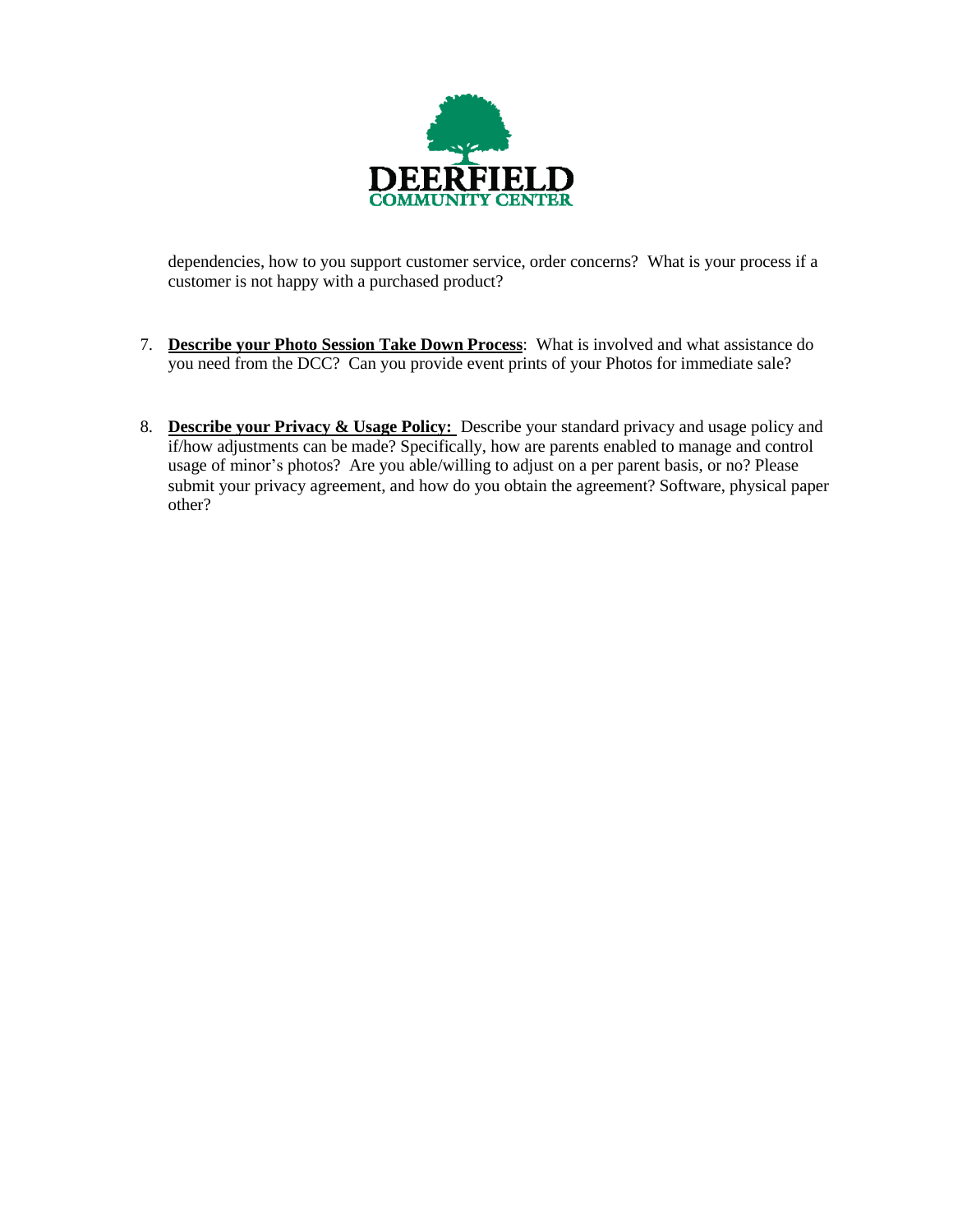dependencies, how to you support customer service, order concerns? What is your process if a customer is not happy with a purchased product?

7. **Describe your Photo Session Take Down Process**: What is involved and what assistance do you need from the DCC? Can you provide event prints of your Photos for immediate sale?

8. **Describe your Privacy & Usage Policy:** Describe your standard privacy and usage policy and if/how adjustments can be made? Specifically, how are parents enabled to manage and control usage of minor's photos? Are you able/willing to adjust on a per parent basis, or no? Please submit your privacy agreement, and how do you obtain the agreement? Software, physical paper other?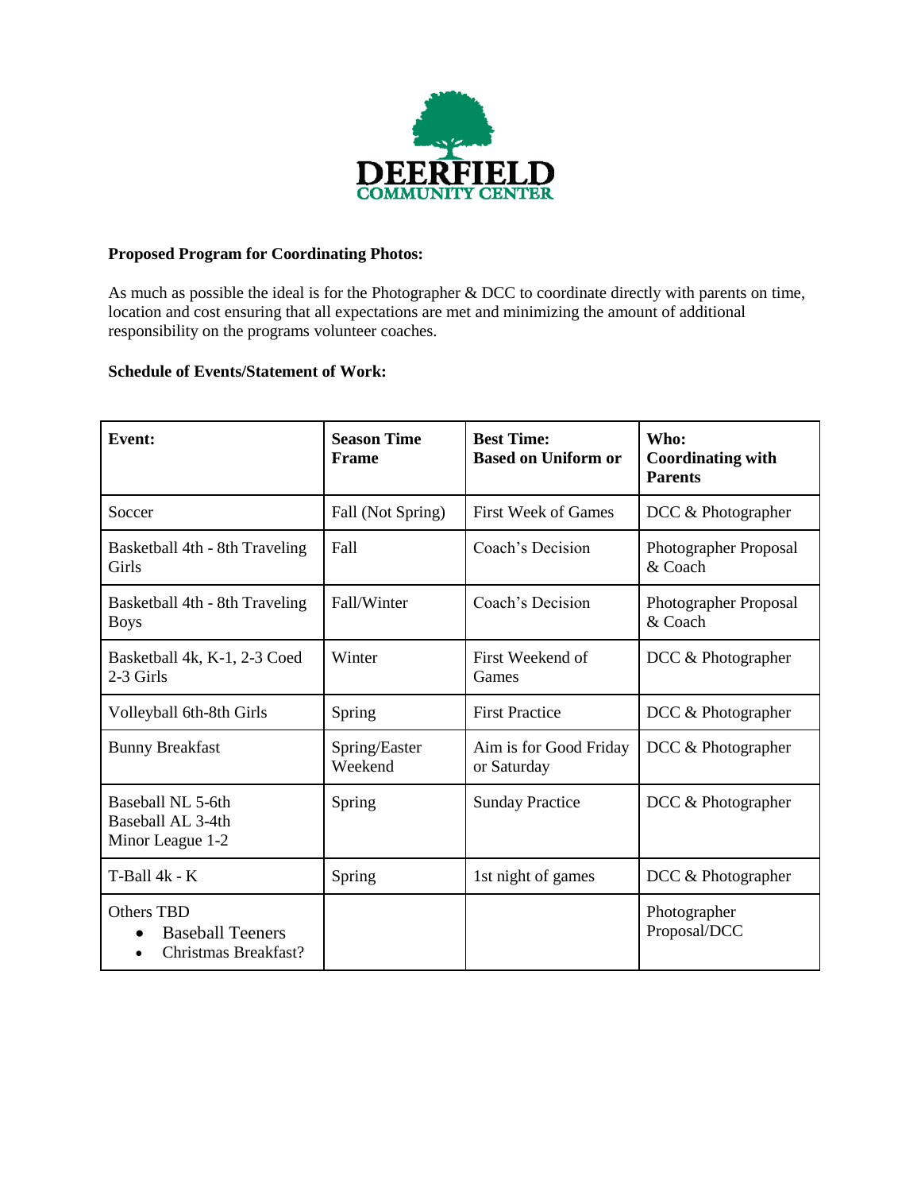DEERFIELD
COMMUNITY CENTER

**Proposed Program for Coordinating Photos:**

As much as possible the ideal is for the Photographer & DCC to coordinate directly with parents on time, location and cost ensuring that all expectations are met and minimizing the amount of additional responsibility on the programs volunteer coaches.

**Schedule of Events/Statement of Work:**

| **Event:** | **Season Time Frame** | **Best Time: Based on Uniform or** | **Who: Coordinating with Parents** |
|---|---|---|---|
| Soccer | Fall (Not Spring) | First Week of Games | DCC & Photographer |
| Basketball 4th - 8th Traveling Girls | Fall | Coach's Decision | Photographer Proposal & Coach |
| Basketball 4th - 8th Traveling Boys | Fall/Winter | Coach's Decision | Photographer Proposal & Coach |
| Basketball 4k, K-1, 2-3 Coed 2-3 Girls | Winter | First Weekend of Games | DCC & Photographer |
| Volleyball 6th-8th Girls | Spring | First Practice | DCC & Photographer |
| Bunny Breakfast | Spring/Easter Weekend | Aim is for Good Friday or Saturday | DCC & Photographer |
| Baseball NL 5-6th<br>Baseball AL 3-4th<br>Minor League 1-2 | Spring | Sunday Practice | DCC & Photographer |
| T-Ball 4k - K | Spring | 1st night of games | DCC & Photographer |
| Others TBD<br>• Baseball Teeners<br>• Christmas Breakfast? | | | Photographer Proposal/DCC |